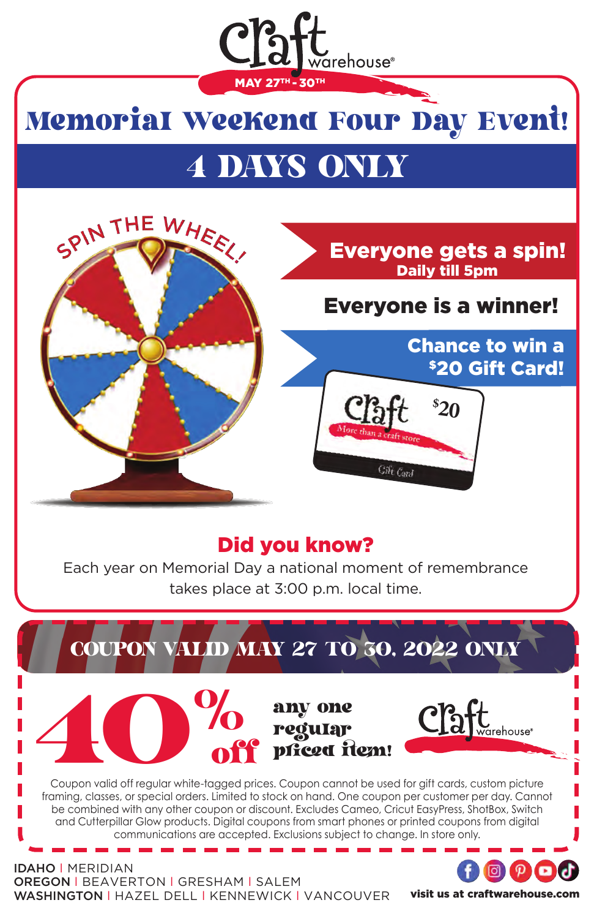Craft warehouse®

MAY 27TH - 30TH

# Memorial Weekend Four Day Event!

## 4 DAYS ONLY

SPIN THE WHEEL!

**Everyone gets a spin!**
**Daily till 5pm**

**Everyone is a winner!**

**Chance to win a $20 Gift Card!**

Craft $20 More than a craft store Gift Card

### Did you know?

Each year on Memorial Day a national moment of remembrance takes place at 3:00 p.m. local time.

---

**COUPON VALID MAY 27 TO 30, 2022 ONLY**

# 40% off any one regular priced item!

Craft warehouse®

Coupon valid off regular white-tagged prices. Coupon cannot be used for gift cards, custom picture framing, classes, or special orders. Limited to stock on hand. One coupon per customer per day. Cannot be combined with any other coupon or discount. Excludes Cameo, Cricut EasyPress, ShotBox, Switch and Cutterpillar Glow products. Digital coupons from smart phones or printed coupons from digital communications are accepted. Exclusions subject to change. In store only.

---

**IDAHO** | MERIDIAN
**OREGON** | BEAVERTON | GRESHAM | SALEM
**WASHINGTON** | HAZEL DELL | KENNEWICK | VANCOUVER

**visit us at craftwarehouse.com**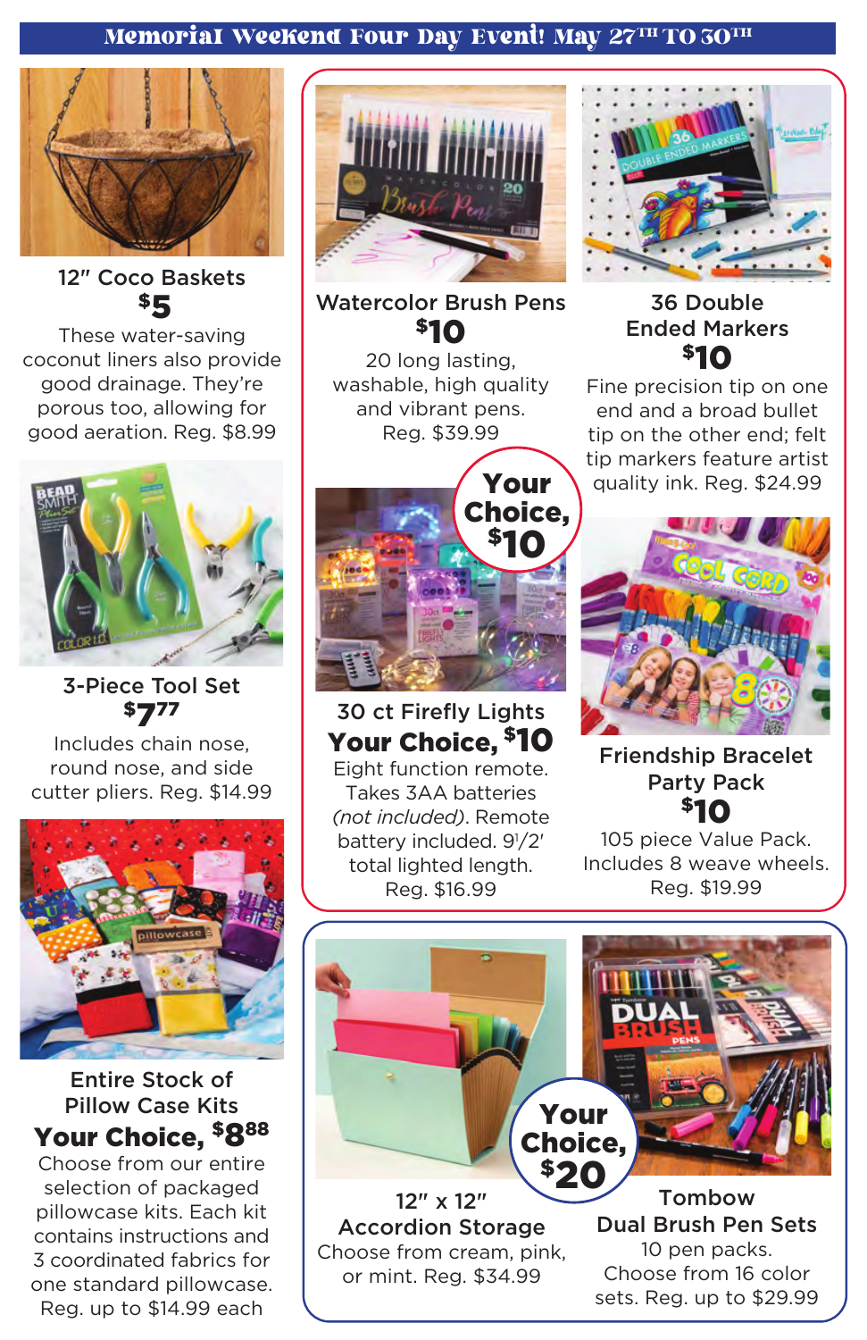# Memorial Weekend Four Day Event! May 27TH TO 30TH

## 12" Coco Baskets

**$5**

These water-saving coconut liners also provide good drainage. They're porous too, allowing for good aeration. Reg. $8.99

## 3-Piece Tool Set

**$7.77**

Includes chain nose, round nose, and side cutter pliers. Reg. $14.99

## Entire Stock of Pillow Case Kits

**Your Choice, $8.88**

Choose from our entire selection of packaged pillowcase kits. Each kit contains instructions and 3 coordinated fabrics for one standard pillowcase. Reg. up to $14.99 each

---

**Your Choice, $10**

## Watercolor Brush Pens

**$10**

20 long lasting, washable, high quality and vibrant pens. Reg. $39.99

## 36 Double Ended Markers

**$10**

Fine precision tip on one end and a broad bullet tip on the other end; felt tip markers feature artist quality ink. Reg. $24.99

## 30 ct Firefly Lights

**Your Choice, $10**

Eight function remote. Takes 3AA batteries *(not included)*. Remote battery included. 9 1/2' total lighted length. Reg. $16.99

## Friendship Bracelet Party Pack

**$10**

105 piece Value Pack. Includes 8 weave wheels. Reg. $19.99

---

**Your Choice, $20**

## 12" x 12" Accordion Storage

Choose from cream, pink, or mint. Reg. $34.99

## Tombow Dual Brush Pen Sets

10 pen packs. Choose from 16 color sets. Reg. up to $29.99